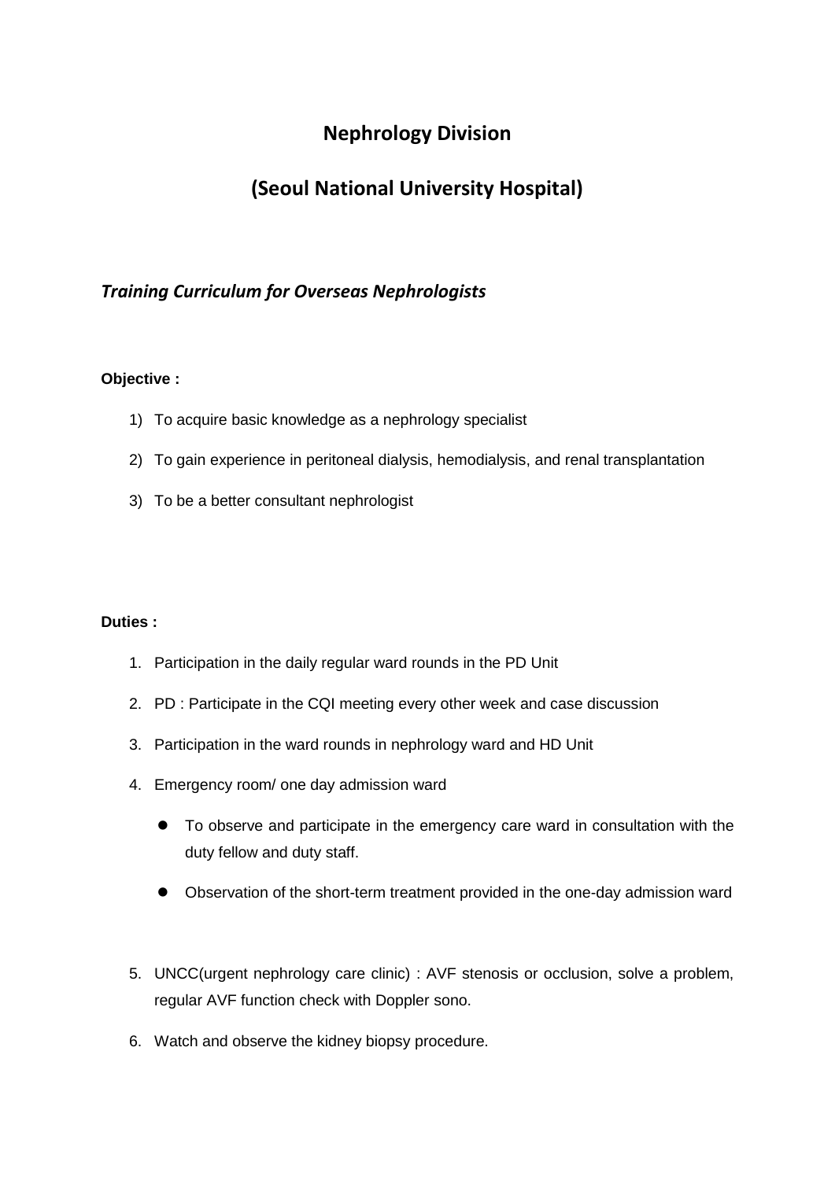# Nephrology Division

# (Seoul National University Hospital)

## *Training Curriculum for Overseas Nephrologists*

**Objective :**

1) To acquire basic knowledge as a nephrology specialist
2) To gain experience in peritoneal dialysis, hemodialysis, and renal transplantation
3) To be a better consultant nephrologist

**Duties :**

1. Participation in the daily regular ward rounds in the PD Unit
2. PD : Participate in the CQI meeting every other week and case discussion
3. Participation in the ward rounds in nephrology ward and HD Unit
4. Emergency room/ one day admission ward
   - To observe and participate in the emergency care ward in consultation with the duty fellow and duty staff.
   - Observation of the short-term treatment provided in the one-day admission ward
5. UNCC(urgent nephrology care clinic) : AVF stenosis or occlusion, solve a problem, regular AVF function check with Doppler sono.
6. Watch and observe the kidney biopsy procedure.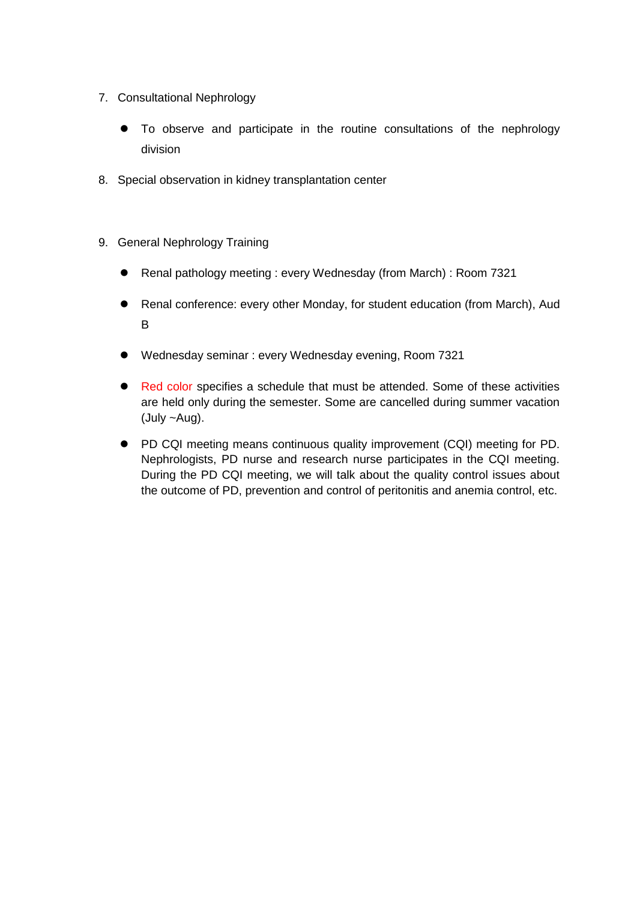7. Consultational Nephrology

   - To observe and participate in the routine consultations of the nephrology division

8. Special observation in kidney transplantation center

9. General Nephrology Training

   - Renal pathology meeting : every Wednesday (from March) : Room 7321
   - Renal conference: every other Monday, for student education (from March), Aud B
   - Wednesday seminar : every Wednesday evening, Room 7321
   - Red color specifies a schedule that must be attended. Some of these activities are held only during the semester. Some are cancelled during summer vacation (July ~Aug).
   - PD CQI meeting means continuous quality improvement (CQI) meeting for PD. Nephrologists, PD nurse and research nurse participates in the CQI meeting. During the PD CQI meeting, we will talk about the quality control issues about the outcome of PD, prevention and control of peritonitis and anemia control, etc.